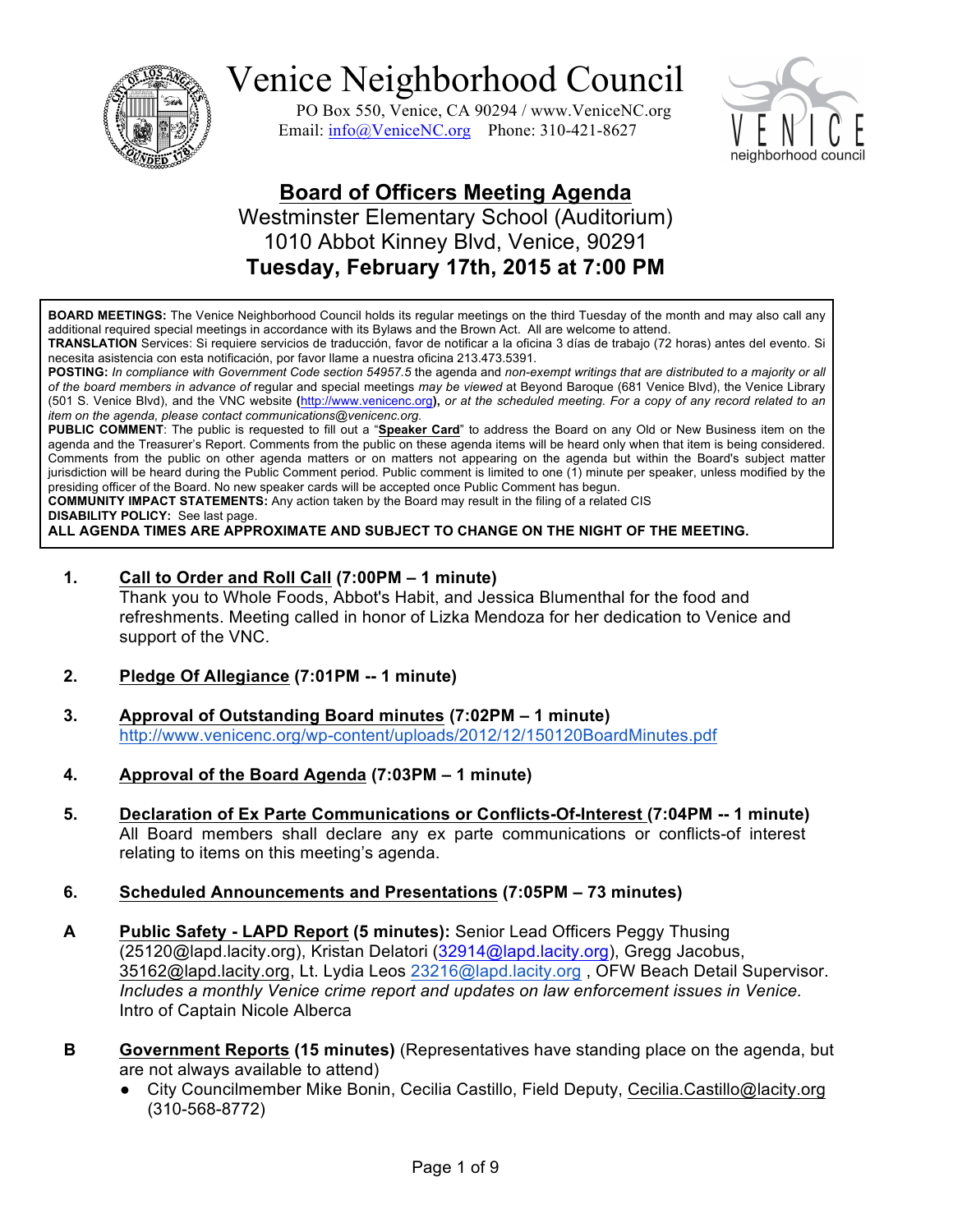# Venice Neighborhood Council

PO Box 550, Venice, CA 90294 / www.VeniceNC.org
Email: info@VeniceNC.org Phone: 310-421-8627

## Board of Officers Meeting Agenda

Westminster Elementary School (Auditorium)
1010 Abbot Kinney Blvd, Venice, 90291
**Tuesday, February 17th, 2015 at 7:00 PM**

**BOARD MEETINGS:** The Venice Neighborhood Council holds its regular meetings on the third Tuesday of the month and may also call any additional required special meetings in accordance with its Bylaws and the Brown Act. All are welcome to attend.
**TRANSLATION** Services: Si requiere servicios de traducción, favor de notificar a la oficina 3 días de trabajo (72 horas) antes del evento. Si necesita asistencia con esta notificación, por favor llame a nuestra oficina 213.473.5391.
**POSTING:** *In compliance with Government Code section 54957.5* the agenda and *non-exempt writings that are distributed to a majority or all of the board members in advance of* regular and special meetings *may be viewed* at Beyond Baroque (681 Venice Blvd), the Venice Library (501 S. Venice Blvd), and the VNC website **(**http://www.venicenc.org**)**, *or at the scheduled meeting. For a copy of any record related to an item on the agenda, please contact communications@venicenc.org.*
**PUBLIC COMMENT**: The public is requested to fill out a "**Speaker Card**" to address the Board on any Old or New Business item on the agenda and the Treasurer's Report. Comments from the public on these agenda items will be heard only when that item is being considered. Comments from the public on other agenda matters or on matters not appearing on the agenda but within the Board's subject matter jurisdiction will be heard during the Public Comment period. Public comment is limited to one (1) minute per speaker, unless modified by the presiding officer of the Board. No new speaker cards will be accepted once Public Comment has begun.
**COMMUNITY IMPACT STATEMENTS:** Any action taken by the Board may result in the filing of a related CIS
**DISABILITY POLICY:** See last page.
**ALL AGENDA TIMES ARE APPROXIMATE AND SUBJECT TO CHANGE ON THE NIGHT OF THE MEETING.**

**1. Call to Order and Roll Call (7:00PM – 1 minute)**
Thank you to Whole Foods, Abbot's Habit, and Jessica Blumenthal for the food and refreshments. Meeting called in honor of Lizka Mendoza for her dedication to Venice and support of the VNC.

**2. Pledge Of Allegiance (7:01PM -- 1 minute)**

**3. Approval of Outstanding Board minutes (7:02PM – 1 minute)**
http://www.venicenc.org/wp-content/uploads/2012/12/150120BoardMinutes.pdf

**4. Approval of the Board Agenda (7:03PM – 1 minute)**

**5. Declaration of Ex Parte Communications or Conflicts-Of-Interest (7:04PM -- 1 minute)**
All Board members shall declare any ex parte communications or conflicts-of interest relating to items on this meeting's agenda.

**6. Scheduled Announcements and Presentations (7:05PM – 73 minutes)**

**A Public Safety - LAPD Report (5 minutes):** Senior Lead Officers Peggy Thusing (25120@lapd.lacity.org), Kristan Delatori (32914@lapd.lacity.org), Gregg Jacobus, 35162@lapd.lacity.org, Lt. Lydia Leos 23216@lapd.lacity.org , OFW Beach Detail Supervisor. *Includes a monthly Venice crime report and updates on law enforcement issues in Venice.* Intro of Captain Nicole Alberca

**B Government Reports (15 minutes)** (Representatives have standing place on the agenda, but are not always available to attend)

- City Councilmember Mike Bonin, Cecilia Castillo, Field Deputy, Cecilia.Castillo@lacity.org (310-568-8772)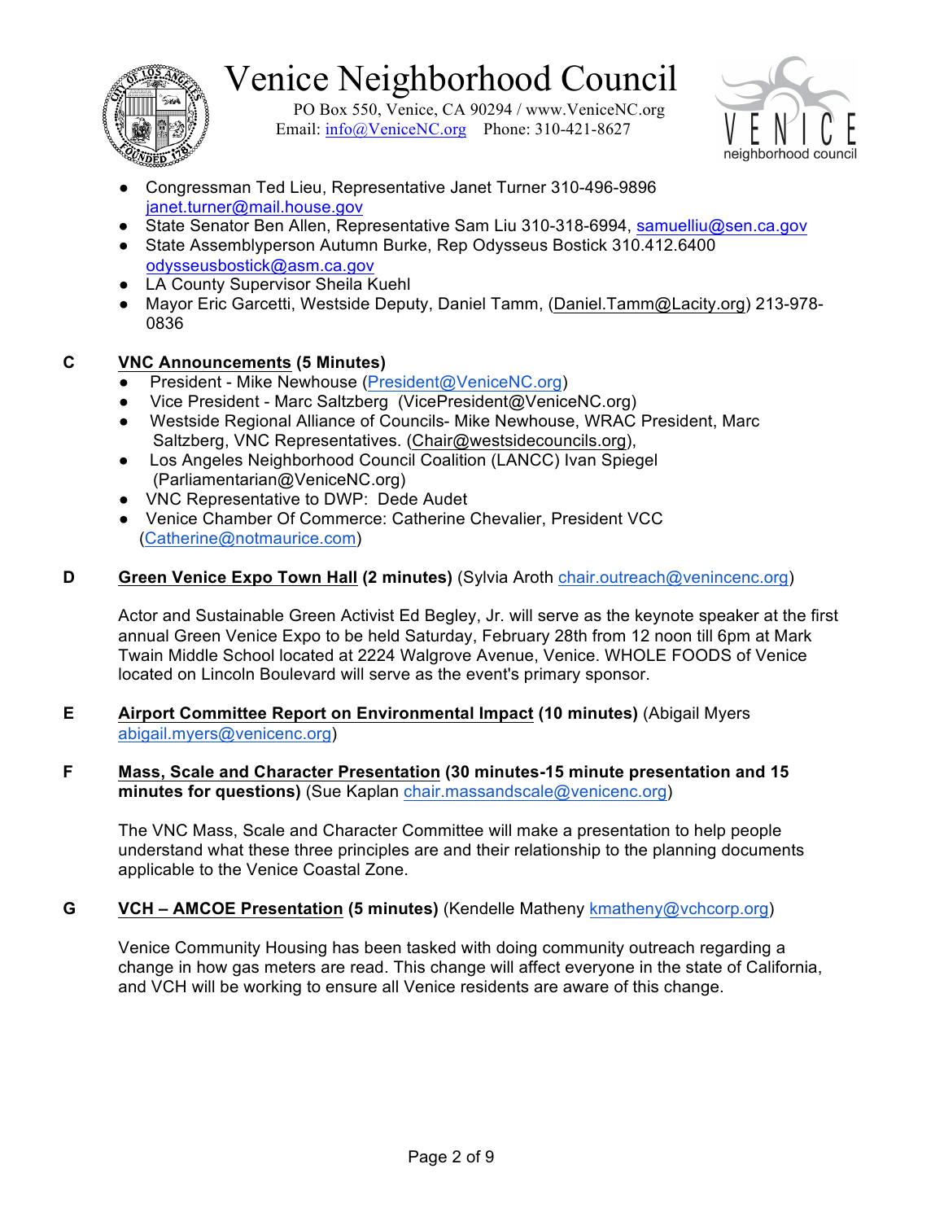- Congressman Ted Lieu, Representative Janet Turner 310-496-9896 janet.turner@mail.house.gov
- State Senator Ben Allen, Representative Sam Liu 310-318-6994, samuelliu@sen.ca.gov
- State Assemblyperson Autumn Burke, Rep Odysseus Bostick 310.412.6400 odysseusbostick@asm.ca.gov
- LA County Supervisor Sheila Kuehl
- Mayor Eric Garcetti, Westside Deputy, Daniel Tamm, (Daniel.Tamm@Lacity.org) 213-978-0836

**C** **VNC Announcements (5 Minutes)**

- President - Mike Newhouse (President@VeniceNC.org)
- Vice President - Marc Saltzberg (VicePresident@VeniceNC.org)
- Westside Regional Alliance of Councils- Mike Newhouse, WRAC President, Marc Saltzberg, VNC Representatives. (Chair@westsidecouncils.org),
- Los Angeles Neighborhood Council Coalition (LANCC) Ivan Spiegel (Parliamentarian@VeniceNC.org)
- VNC Representative to DWP: Dede Audet
- Venice Chamber Of Commerce: Catherine Chevalier, President VCC (Catherine@notmaurice.com)

**D** **Green Venice Expo Town Hall (2 minutes)** (Sylvia Aroth chair.outreach@venincenc.org)

Actor and Sustainable Green Activist Ed Begley, Jr. will serve as the keynote speaker at the first annual Green Venice Expo to be held Saturday, February 28th from 12 noon till 6pm at Mark Twain Middle School located at 2224 Walgrove Avenue, Venice. WHOLE FOODS of Venice located on Lincoln Boulevard will serve as the event's primary sponsor.

**E** **Airport Committee Report on Environmental Impact (10 minutes)** (Abigail Myers abigail.myers@venicenc.org)

**F** **Mass, Scale and Character Presentation (30 minutes-15 minute presentation and 15 minutes for questions)** (Sue Kaplan chair.massandscale@venicenc.org)

The VNC Mass, Scale and Character Committee will make a presentation to help people understand what these three principles are and their relationship to the planning documents applicable to the Venice Coastal Zone.

**G** **VCH – AMCOE Presentation (5 minutes)** (Kendelle Matheny kmatheny@vchcorp.org)

Venice Community Housing has been tasked with doing community outreach regarding a change in how gas meters are read. This change will affect everyone in the state of California, and VCH will be working to ensure all Venice residents are aware of this change.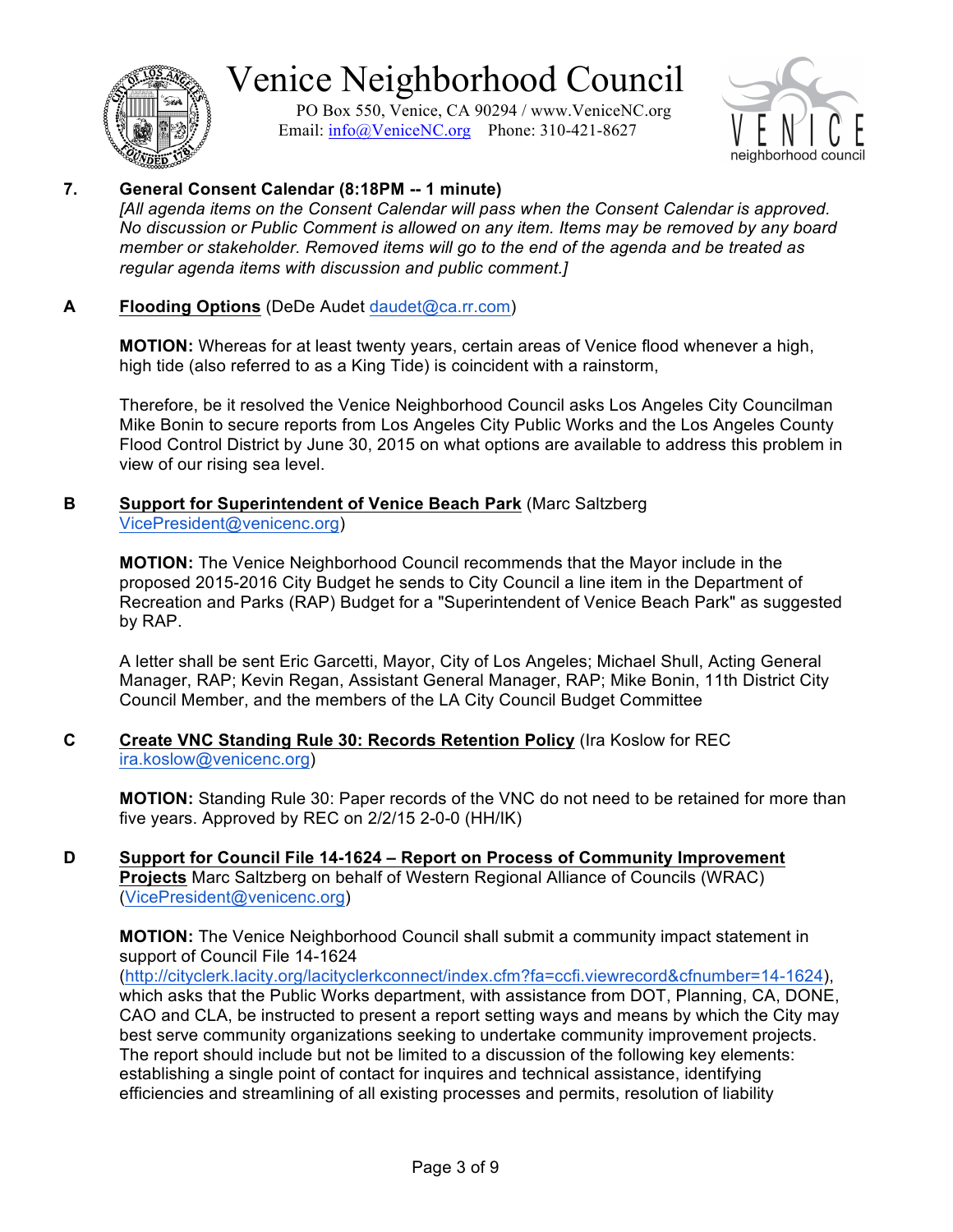# Venice Neighborhood Council

PO Box 550, Venice, CA 90294 / www.VeniceNC.org
Email: info@VeniceNC.org Phone: 310-421-8627

**7. General Consent Calendar (8:18PM -- 1 minute)**

*[All agenda items on the Consent Calendar will pass when the Consent Calendar is approved. No discussion or Public Comment is allowed on any item. Items may be removed by any board member or stakeholder. Removed items will go to the end of the agenda and be treated as regular agenda items with discussion and public comment.]*

**A** **Flooding Options** (DeDe Audet daudet@ca.rr.com)

**MOTION:** Whereas for at least twenty years, certain areas of Venice flood whenever a high, high tide (also referred to as a King Tide) is coincident with a rainstorm,

Therefore, be it resolved the Venice Neighborhood Council asks Los Angeles City Councilman Mike Bonin to secure reports from Los Angeles City Public Works and the Los Angeles County Flood Control District by June 30, 2015 on what options are available to address this problem in view of our rising sea level.

**B** **Support for Superintendent of Venice Beach Park** (Marc Saltzberg VicePresident@venicenc.org)

**MOTION:** The Venice Neighborhood Council recommends that the Mayor include in the proposed 2015-2016 City Budget he sends to City Council a line item in the Department of Recreation and Parks (RAP) Budget for a "Superintendent of Venice Beach Park" as suggested by RAP.

A letter shall be sent Eric Garcetti, Mayor, City of Los Angeles; Michael Shull, Acting General Manager, RAP; Kevin Regan, Assistant General Manager, RAP; Mike Bonin, 11th District City Council Member, and the members of the LA City Council Budget Committee

**C** **Create VNC Standing Rule 30: Records Retention Policy** (Ira Koslow for REC ira.koslow@venicenc.org)

**MOTION:** Standing Rule 30: Paper records of the VNC do not need to be retained for more than five years. Approved by REC on 2/2/15 2-0-0 (HH/IK)

**D** **Support for Council File 14-1624 – Report on Process of Community Improvement Projects** Marc Saltzberg on behalf of Western Regional Alliance of Councils (WRAC) (VicePresident@venicenc.org)

**MOTION:** The Venice Neighborhood Council shall submit a community impact statement in support of Council File 14-1624 (http://cityclerk.lacity.org/lacityclerkconnect/index.cfm?fa=ccfi.viewrecord&cfnumber=14-1624), which asks that the Public Works department, with assistance from DOT, Planning, CA, DONE, CAO and CLA, be instructed to present a report setting ways and means by which the City may best serve community organizations seeking to undertake community improvement projects. The report should include but not be limited to a discussion of the following key elements: establishing a single point of contact for inquires and technical assistance, identifying efficiencies and streamlining of all existing processes and permits, resolution of liability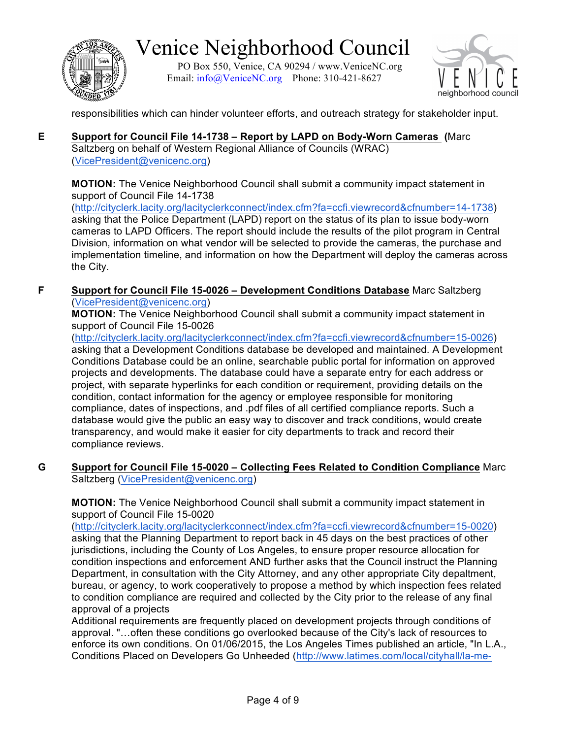responsibilities which can hinder volunteer efforts, and outreach strategy for stakeholder input.

**E** **Support for Council File 14-1738 – Report by LAPD on Body-Worn Cameras (**Marc Saltzberg on behalf of Western Regional Alliance of Councils (WRAC) (VicePresident@venicenc.org)

**MOTION:** The Venice Neighborhood Council shall submit a community impact statement in support of Council File 14-1738 (http://cityclerk.lacity.org/lacityclerkconnect/index.cfm?fa=ccfi.viewrecord&cfnumber=14-1738) asking that the Police Department (LAPD) report on the status of its plan to issue body-worn cameras to LAPD Officers. The report should include the results of the pilot program in Central Division, information on what vendor will be selected to provide the cameras, the purchase and implementation timeline, and information on how the Department will deploy the cameras across the City.

**F** **Support for Council File 15-0026 – Development Conditions Database** Marc Saltzberg (VicePresident@venicenc.org)

**MOTION:** The Venice Neighborhood Council shall submit a community impact statement in support of Council File 15-0026 (http://cityclerk.lacity.org/lacityclerkconnect/index.cfm?fa=ccfi.viewrecord&cfnumber=15-0026) asking that a Development Conditions database be developed and maintained. A Development Conditions Database could be an online, searchable public portal for information on approved projects and developments. The database could have a separate entry for each address or project, with separate hyperlinks for each condition or requirement, providing details on the condition, contact information for the agency or employee responsible for monitoring compliance, dates of inspections, and .pdf files of all certified compliance reports. Such a database would give the public an easy way to discover and track conditions, would create transparency, and would make it easier for city departments to track and record their compliance reviews.

**G** **Support for Council File 15-0020 – Collecting Fees Related to Condition Compliance** Marc Saltzberg (VicePresident@venicenc.org)

**MOTION:** The Venice Neighborhood Council shall submit a community impact statement in support of Council File 15-0020 (http://cityclerk.lacity.org/lacityclerkconnect/index.cfm?fa=ccfi.viewrecord&cfnumber=15-0020) asking that the Planning Department to report back in 45 days on the best practices of other jurisdictions, including the County of Los Angeles, to ensure proper resource allocation for condition inspections and enforcement AND further asks that the Council instruct the Planning Department, in consultation with the City Attorney, and any other appropriate City depaltment, bureau, or agency, to work cooperatively to propose a method by which inspection fees related to condition compliance are required and collected by the City prior to the release of any final approval of a projects

Additional requirements are frequently placed on development projects through conditions of approval. "…often these conditions go overlooked because of the City's lack of resources to enforce its own conditions. On 01/06/2015, the Los Angeles Times published an article, "In L.A., Conditions Placed on Developers Go Unheeded (http://www.latimes.com/local/cityhall/la-me-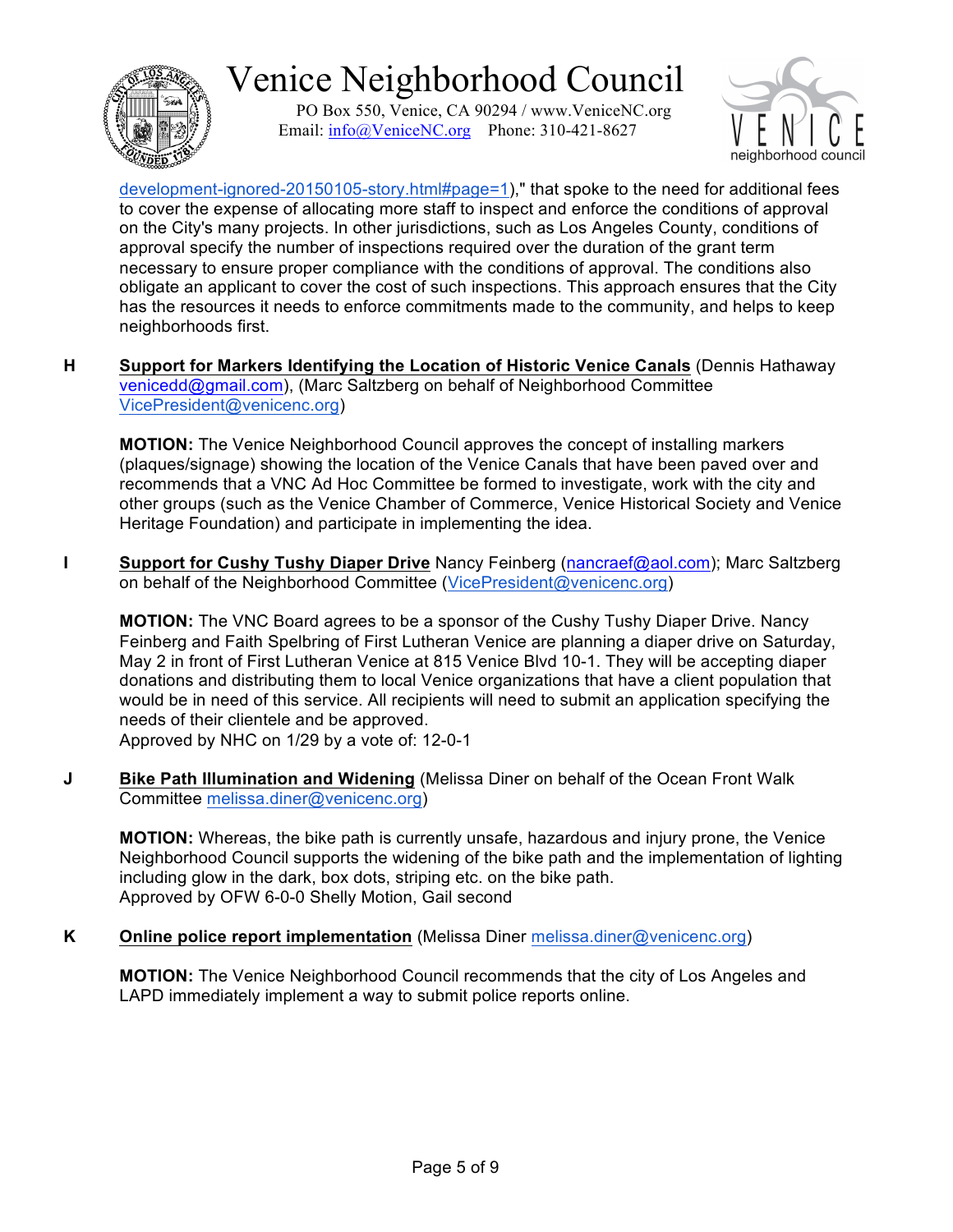development-ignored-20150105-story.html#page=1)," that spoke to the need for additional fees to cover the expense of allocating more staff to inspect and enforce the conditions of approval on the City's many projects. In other jurisdictions, such as Los Angeles County, conditions of approval specify the number of inspections required over the duration of the grant term necessary to ensure proper compliance with the conditions of approval. The conditions also obligate an applicant to cover the cost of such inspections. This approach ensures that the City has the resources it needs to enforce commitments made to the community, and helps to keep neighborhoods first.

**H** **Support for Markers Identifying the Location of Historic Venice Canals** (Dennis Hathaway venicedd@gmail.com), (Marc Saltzberg on behalf of Neighborhood Committee VicePresident@venicenc.org)

**MOTION:** The Venice Neighborhood Council approves the concept of installing markers (plaques/signage) showing the location of the Venice Canals that have been paved over and recommends that a VNC Ad Hoc Committee be formed to investigate, work with the city and other groups (such as the Venice Chamber of Commerce, Venice Historical Society and Venice Heritage Foundation) and participate in implementing the idea.

**I** **Support for Cushy Tushy Diaper Drive** Nancy Feinberg (nancraef@aol.com); Marc Saltzberg on behalf of the Neighborhood Committee (VicePresident@venicenc.org)

**MOTION:** The VNC Board agrees to be a sponsor of the Cushy Tushy Diaper Drive. Nancy Feinberg and Faith Spelbring of First Lutheran Venice are planning a diaper drive on Saturday, May 2 in front of First Lutheran Venice at 815 Venice Blvd 10-1. They will be accepting diaper donations and distributing them to local Venice organizations that have a client population that would be in need of this service. All recipients will need to submit an application specifying the needs of their clientele and be approved.
Approved by NHC on 1/29 by a vote of: 12-0-1

**J** **Bike Path Illumination and Widening** (Melissa Diner on behalf of the Ocean Front Walk Committee melissa.diner@venicenc.org)

**MOTION:** Whereas, the bike path is currently unsafe, hazardous and injury prone, the Venice Neighborhood Council supports the widening of the bike path and the implementation of lighting including glow in the dark, box dots, striping etc. on the bike path.
Approved by OFW 6-0-0 Shelly Motion, Gail second

**K** **Online police report implementation** (Melissa Diner melissa.diner@venicenc.org)

**MOTION:** The Venice Neighborhood Council recommends that the city of Los Angeles and LAPD immediately implement a way to submit police reports online.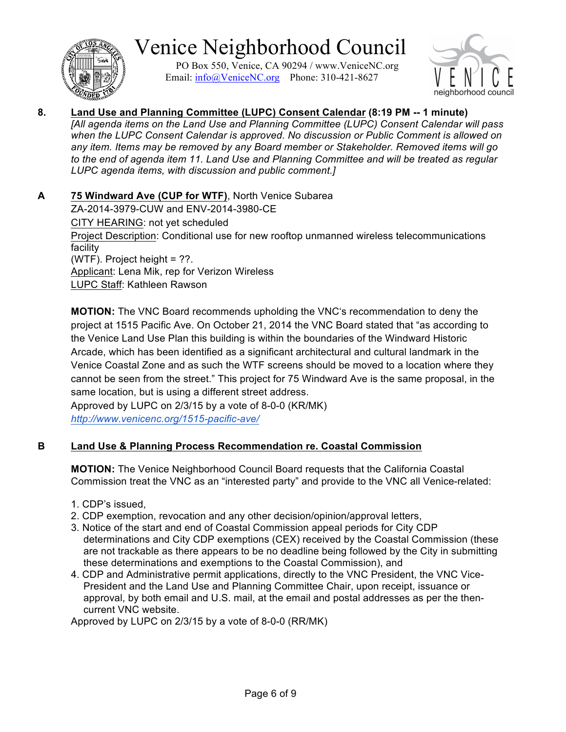**8. Land Use and Planning Committee (LUPC) Consent Calendar (8:19 PM -- 1 minute)**

*[All agenda items on the Land Use and Planning Committee (LUPC) Consent Calendar will pass when the LUPC Consent Calendar is approved. No discussion or Public Comment is allowed on any item. Items may be removed by any Board member or Stakeholder. Removed items will go to the end of agenda item 11. Land Use and Planning Committee and will be treated as regular LUPC agenda items, with discussion and public comment.]*

**A 75 Windward Ave (CUP for WTF)**, North Venice Subarea

ZA-2014-3979-CUW and ENV-2014-3980-CE

CITY HEARING: not yet scheduled

Project Description: Conditional use for new rooftop unmanned wireless telecommunications facility
(WTF). Project height = ??.

Applicant: Lena Mik, rep for Verizon Wireless

LUPC Staff: Kathleen Rawson

**MOTION:** The VNC Board recommends upholding the VNC's recommendation to deny the project at 1515 Pacific Ave. On October 21, 2014 the VNC Board stated that "as according to the Venice Land Use Plan this building is within the boundaries of the Windward Historic Arcade, which has been identified as a significant architectural and cultural landmark in the Venice Coastal Zone and as such the WTF screens should be moved to a location where they cannot be seen from the street." This project for 75 Windward Ave is the same proposal, in the same location, but is using a different street address.

Approved by LUPC on 2/3/15 by a vote of 8-0-0 (KR/MK)

*http://www.venicenc.org/1515-pacific-ave/*

**B Land Use & Planning Process Recommendation re. Coastal Commission**

**MOTION:** The Venice Neighborhood Council Board requests that the California Coastal Commission treat the VNC as an "interested party" and provide to the VNC all Venice-related:

1. CDP's issued,
2. CDP exemption, revocation and any other decision/opinion/approval letters,
3. Notice of the start and end of Coastal Commission appeal periods for City CDP determinations and City CDP exemptions (CEX) received by the Coastal Commission (these are not trackable as there appears to be no deadline being followed by the City in submitting these determinations and exemptions to the Coastal Commission), and
4. CDP and Administrative permit applications, directly to the VNC President, the VNC Vice-President and the Land Use and Planning Committee Chair, upon receipt, issuance or approval, by both email and U.S. mail, at the email and postal addresses as per the then-current VNC website.

Approved by LUPC on 2/3/15 by a vote of 8-0-0 (RR/MK)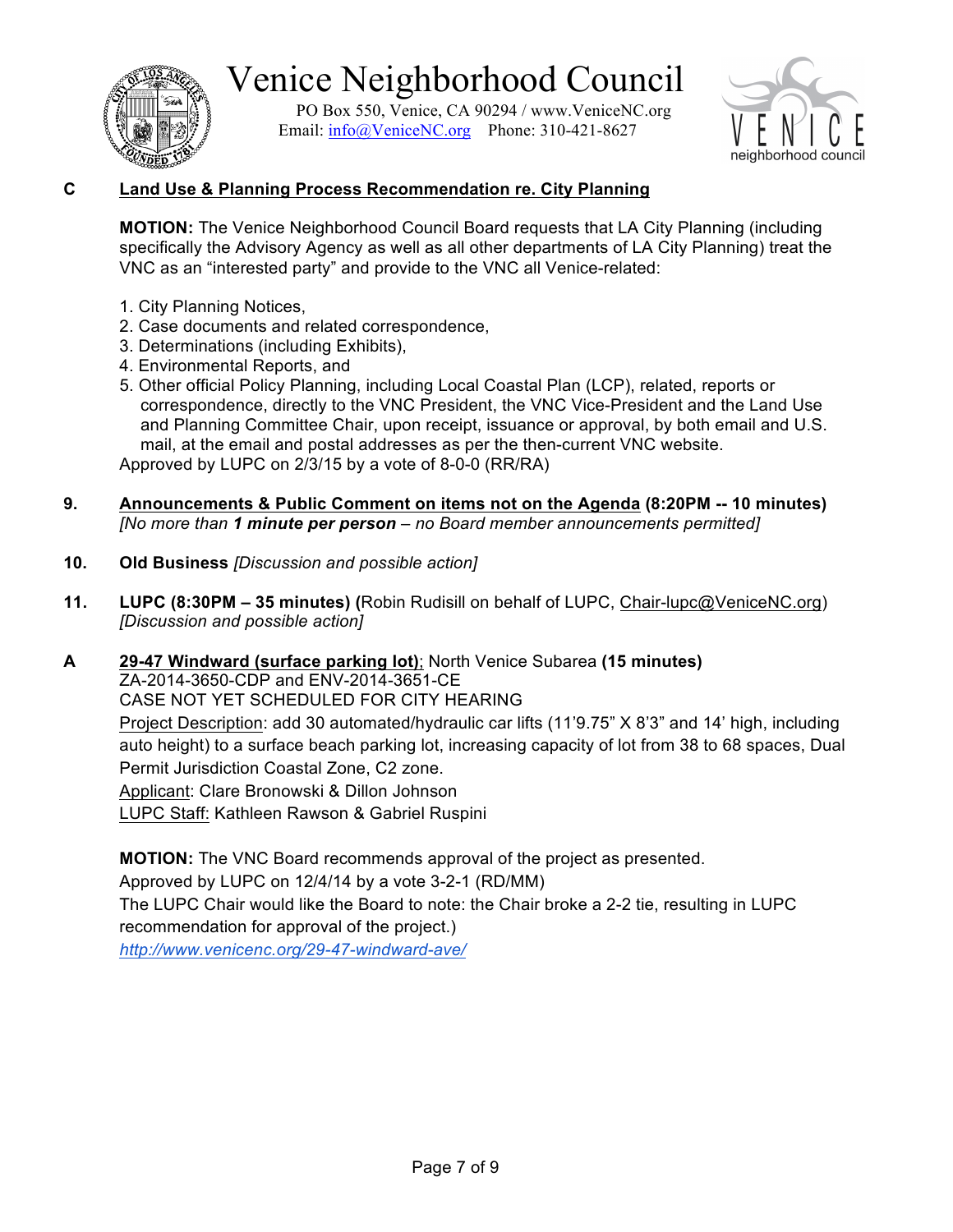# Venice Neighborhood Council

PO Box 550, Venice, CA 90294 / www.VeniceNC.org
Email: info@VeniceNC.org Phone: 310-421-8627

**C** **Land Use & Planning Process Recommendation re. City Planning**

**MOTION:** The Venice Neighborhood Council Board requests that LA City Planning (including specifically the Advisory Agency as well as all other departments of LA City Planning) treat the VNC as an "interested party" and provide to the VNC all Venice-related:

1. City Planning Notices,
2. Case documents and related correspondence,
3. Determinations (including Exhibits),
4. Environmental Reports, and
5. Other official Policy Planning, including Local Coastal Plan (LCP), related, reports or correspondence, directly to the VNC President, the VNC Vice-President and the Land Use and Planning Committee Chair, upon receipt, issuance or approval, by both email and U.S. mail, at the email and postal addresses as per the then-current VNC website.

Approved by LUPC on 2/3/15 by a vote of 8-0-0 (RR/RA)

**9.** **Announcements & Public Comment on items not on the Agenda (8:20PM -- 10 minutes)**
*[No more than **1 minute per person** – no Board member announcements permitted]*

**10.** **Old Business** *[Discussion and possible action]*

**11.** **LUPC (8:30PM – 35 minutes) (**Robin Rudisill on behalf of LUPC, Chair-lupc@VeniceNC.org)
*[Discussion and possible action]*

**A** **29-47 Windward (surface parking lot)**; North Venice Subarea **(15 minutes)**
ZA-2014-3650-CDP and ENV-2014-3651-CE
CASE NOT YET SCHEDULED FOR CITY HEARING
Project Description: add 30 automated/hydraulic car lifts (11'9.75" X 8'3" and 14' high, including auto height) to a surface beach parking lot, increasing capacity of lot from 38 to 68 spaces, Dual Permit Jurisdiction Coastal Zone, C2 zone.
Applicant: Clare Bronowski & Dillon Johnson
LUPC Staff: Kathleen Rawson & Gabriel Ruspini

**MOTION:** The VNC Board recommends approval of the project as presented.
Approved by LUPC on 12/4/14 by a vote 3-2-1 (RD/MM)
The LUPC Chair would like the Board to note: the Chair broke a 2-2 tie, resulting in LUPC recommendation for approval of the project.)
*http://www.venicenc.org/29-47-windward-ave/*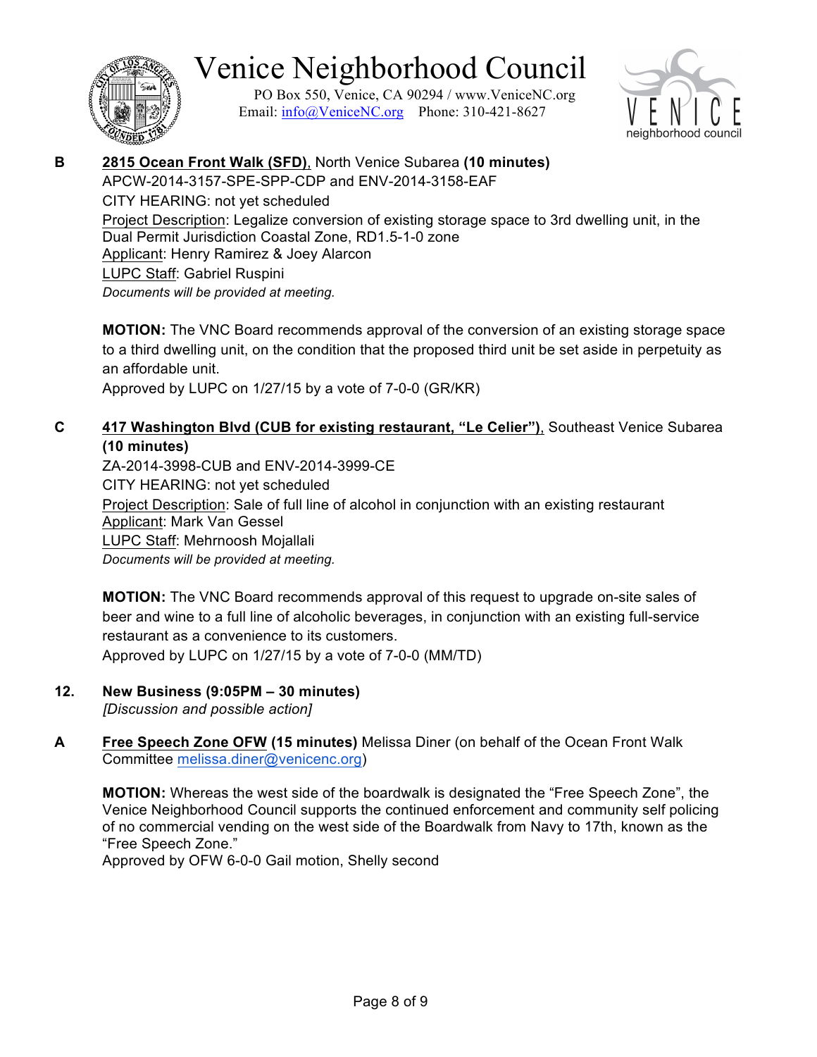**B** **<u>2815 Ocean Front Walk (SFD)</u>**, North Venice Subarea **(10 minutes)**
APCW-2014-3157-SPE-SPP-CDP and ENV-2014-3158-EAF
CITY HEARING: not yet scheduled
<u>Project Description</u>: Legalize conversion of existing storage space to 3rd dwelling unit, in the Dual Permit Jurisdiction Coastal Zone, RD1.5-1-0 zone
<u>Applicant</u>: Henry Ramirez & Joey Alarcon
<u>LUPC Staff</u>: Gabriel Ruspini
*Documents will be provided at meeting.*

**MOTION:** The VNC Board recommends approval of the conversion of an existing storage space to a third dwelling unit, on the condition that the proposed third unit be set aside in perpetuity as an affordable unit.
Approved by LUPC on 1/27/15 by a vote of 7-0-0 (GR/KR)

**C** **<u>417 Washington Blvd (CUB for existing restaurant, "Le Celier")</u>**, Southeast Venice Subarea **(10 minutes)**
ZA-2014-3998-CUB and ENV-2014-3999-CE
CITY HEARING: not yet scheduled
<u>Project Description</u>: Sale of full line of alcohol in conjunction with an existing restaurant
<u>Applicant</u>: Mark Van Gessel
<u>LUPC Staff</u>: Mehrnoosh Mojallali
*Documents will be provided at meeting.*

**MOTION:** The VNC Board recommends approval of this request to upgrade on-site sales of beer and wine to a full line of alcoholic beverages, in conjunction with an existing full-service restaurant as a convenience to its customers.
Approved by LUPC on 1/27/15 by a vote of 7-0-0 (MM/TD)

**12. New Business (9:05PM – 30 minutes)**
*[Discussion and possible action]*

**A** **<u>Free Speech Zone OFW</u> (15 minutes)** Melissa Diner (on behalf of the Ocean Front Walk Committee melissa.diner@venicenc.org)

**MOTION:** Whereas the west side of the boardwalk is designated the "Free Speech Zone", the Venice Neighborhood Council supports the continued enforcement and community self policing of no commercial vending on the west side of the Boardwalk from Navy to 17th, known as the "Free Speech Zone."
Approved by OFW 6-0-0 Gail motion, Shelly second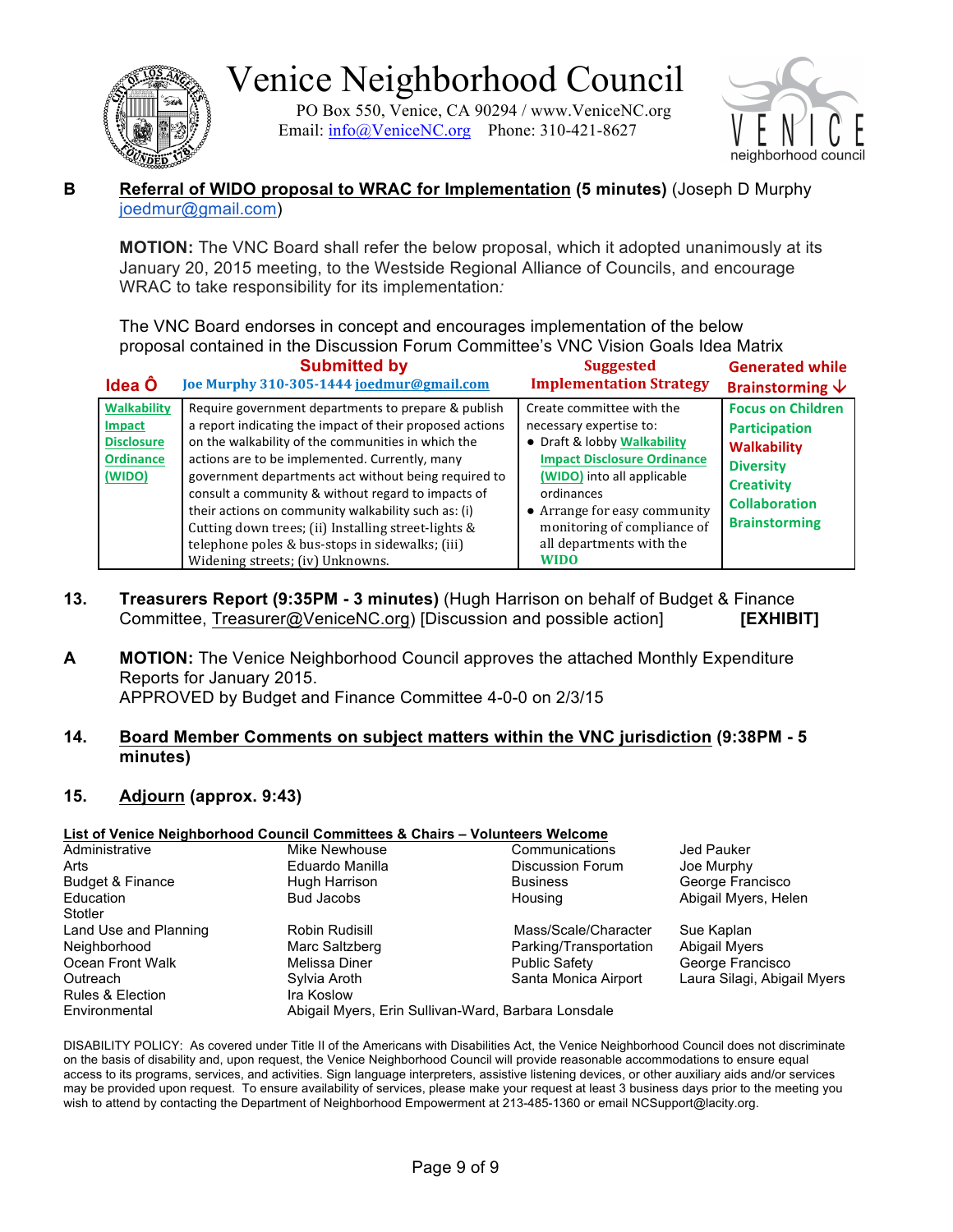# Venice Neighborhood Council

PO Box 550, Venice, CA 90294 / www.VeniceNC.org
Email: info@VeniceNC.org Phone: 310-421-8627

**B** **Referral of WIDO proposal to WRAC for Implementation (5 minutes)** (Joseph D Murphy joedmur@gmail.com)

**MOTION:** The VNC Board shall refer the below proposal, which it adopted unanimously at its January 20, 2015 meeting, to the Westside Regional Alliance of Councils, and encourage WRAC to take responsibility for its implementation*:*

The VNC Board endorses in concept and encourages implementation of the below proposal contained in the Discussion Forum Committee's VNC Vision Goals Idea Matrix

| Idea Ô | Submitted by Joe Murphy 310-305-1444 joedmur@gmail.com | Suggested Implementation Strategy | Generated while Brainstorming ↓ |
|---|---|---|---|
| Walkability Impact Disclosure Ordinance (WIDO) | Require government departments to prepare & publish a report indicating the impact of their proposed actions on the walkability of the communities in which the actions are to be implemented. Currently, many government departments act without being required to consult a community & without regard to impacts of their actions on community walkability such as: (i) Cutting down trees; (ii) Installing street-lights & telephone poles & bus-stops in sidewalks; (iii) Widening streets; (iv) Unknowns. | Create committee with the necessary expertise to: • Draft & lobby Walkability Impact Disclosure Ordinance (WIDO) into all applicable ordinances • Arrange for easy community monitoring of compliance of all departments with the WIDO | Focus on Children Participation Walkability Diversity Creativity Collaboration Brainstorming |

**13.** **Treasurers Report (9:35PM - 3 minutes)** (Hugh Harrison on behalf of Budget & Finance Committee, Treasurer@VeniceNC.org) [Discussion and possible action] **[EXHIBIT]**

**A** **MOTION:** The Venice Neighborhood Council approves the attached Monthly Expenditure Reports for January 2015.
APPROVED by Budget and Finance Committee 4-0-0 on 2/3/15

**14.** **Board Member Comments on subject matters within the VNC jurisdiction (9:38PM - 5 minutes)**

**15.** **Adjourn (approx. 9:43)**

**List of Venice Neighborhood Council Committees & Chairs – Volunteers Welcome**

| | | | |
|---|---|---|---|
| Administrative | Mike Newhouse | Communications | Jed Pauker |
| Arts | Eduardo Manilla | Discussion Forum | Joe Murphy |
| Budget & Finance | Hugh Harrison | Business | George Francisco |
| Education | Bud Jacobs | Housing | Abigail Myers, Helen Stotler |
| Land Use and Planning | Robin Rudisill | Mass/Scale/Character | Sue Kaplan |
| Neighborhood | Marc Saltzberg | Parking/Transportation | Abigail Myers |
| Ocean Front Walk | Melissa Diner | Public Safety | George Francisco |
| Outreach | Sylvia Aroth | Santa Monica Airport | Laura Silagi, Abigail Myers |
| Rules & Election | Ira Koslow | | |
| Environmental | Abigail Myers, Erin Sullivan-Ward, Barbara Lonsdale | | |

DISABILITY POLICY: As covered under Title II of the Americans with Disabilities Act, the Venice Neighborhood Council does not discriminate on the basis of disability and, upon request, the Venice Neighborhood Council will provide reasonable accommodations to ensure equal access to its programs, services, and activities. Sign language interpreters, assistive listening devices, or other auxiliary aids and/or services may be provided upon request. To ensure availability of services, please make your request at least 3 business days prior to the meeting you wish to attend by contacting the Department of Neighborhood Empowerment at 213-485-1360 or email NCSupport@lacity.org.